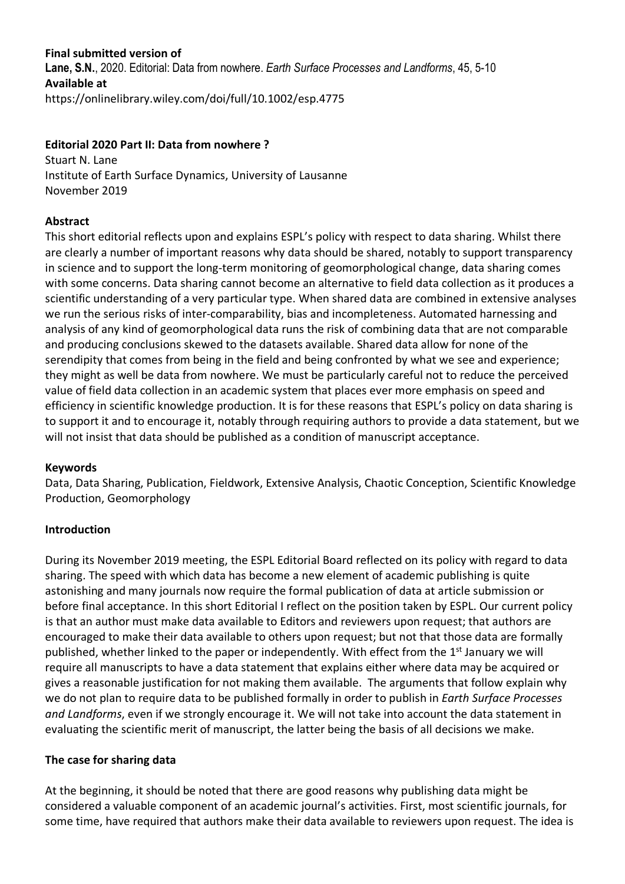**Final submitted version of**

**Lane, S.N.**, 2020. Editorial: Data from nowhere. *Earth Surface Processes and Landforms*, 45, 5-10

**Available at**

https://onlinelibrary.wiley.com/doi/full/10.1002/esp.4775

# Editorial 2020 Part II: Data from nowhere ?

Stuart N. Lane

Institute of Earth Surface Dynamics, University of Lausanne

November 2019

## Abstract

This short editorial reflects upon and explains ESPL's policy with respect to data sharing. Whilst there are clearly a number of important reasons why data should be shared, notably to support transparency in science and to support the long-term monitoring of geomorphological change, data sharing comes with some concerns. Data sharing cannot become an alternative to field data collection as it produces a scientific understanding of a very particular type. When shared data are combined in extensive analyses we run the serious risks of inter-comparability, bias and incompleteness. Automated harnessing and analysis of any kind of geomorphological data runs the risk of combining data that are not comparable and producing conclusions skewed to the datasets available. Shared data allow for none of the serendipity that comes from being in the field and being confronted by what we see and experience; they might as well be data from nowhere. We must be particularly careful not to reduce the perceived value of field data collection in an academic system that places ever more emphasis on speed and efficiency in scientific knowledge production. It is for these reasons that ESPL's policy on data sharing is to support it and to encourage it, notably through requiring authors to provide a data statement, but we will not insist that data should be published as a condition of manuscript acceptance.

## Keywords

Data, Data Sharing, Publication, Fieldwork, Extensive Analysis, Chaotic Conception, Scientific Knowledge Production, Geomorphology

## Introduction

During its November 2019 meeting, the ESPL Editorial Board reflected on its policy with regard to data sharing. The speed with which data has become a new element of academic publishing is quite astonishing and many journals now require the formal publication of data at article submission or before final acceptance. In this short Editorial I reflect on the position taken by ESPL. Our current policy is that an author must make data available to Editors and reviewers upon request; that authors are encouraged to make their data available to others upon request; but not that those data are formally published, whether linked to the paper or independently. With effect from the 1st January we will require all manuscripts to have a data statement that explains either where data may be acquired or gives a reasonable justification for not making them available. The arguments that follow explain why we do not plan to require data to be published formally in order to publish in *Earth Surface Processes and Landforms*, even if we strongly encourage it. We will not take into account the data statement in evaluating the scientific merit of manuscript, the latter being the basis of all decisions we make.

## The case for sharing data

At the beginning, it should be noted that there are good reasons why publishing data might be considered a valuable component of an academic journal's activities. First, most scientific journals, for some time, have required that authors make their data available to reviewers upon request. The idea is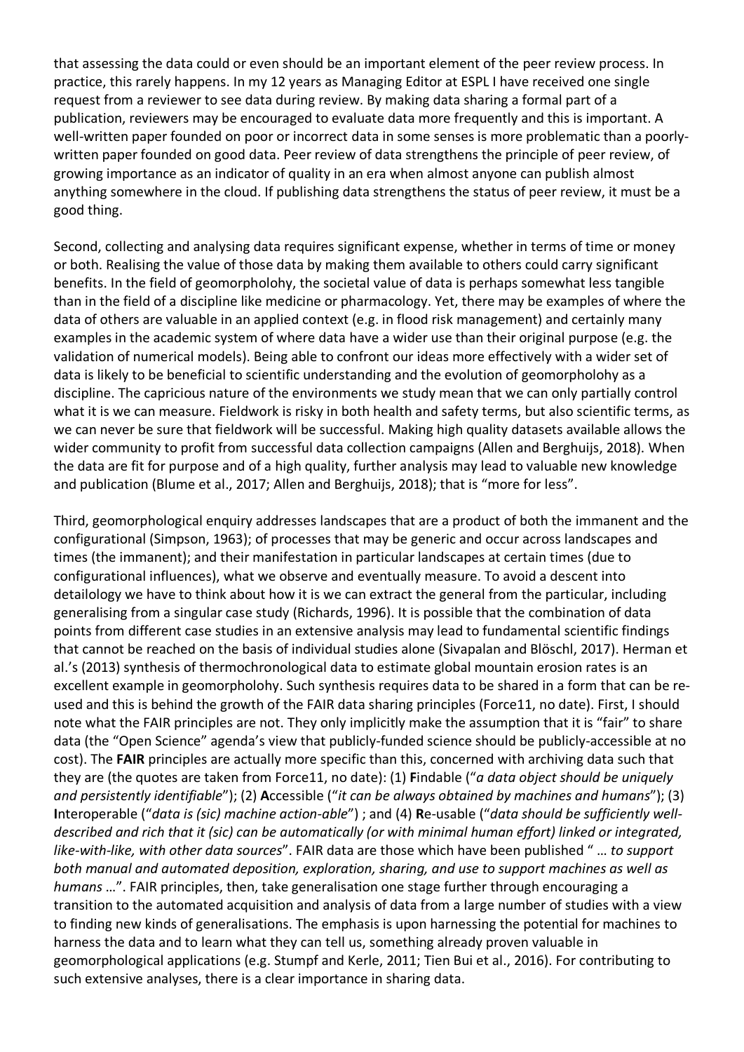that assessing the data could or even should be an important element of the peer review process. In practice, this rarely happens. In my 12 years as Managing Editor at ESPL I have received one single request from a reviewer to see data during review. By making data sharing a formal part of a publication, reviewers may be encouraged to evaluate data more frequently and this is important. A well-written paper founded on poor or incorrect data in some senses is more problematic than a poorly-written paper founded on good data. Peer review of data strengthens the principle of peer review, of growing importance as an indicator of quality in an era when almost anyone can publish almost anything somewhere in the cloud. If publishing data strengthens the status of peer review, it must be a good thing.

Second, collecting and analysing data requires significant expense, whether in terms of time or money or both. Realising the value of those data by making them available to others could carry significant benefits. In the field of geomorpholohy, the societal value of data is perhaps somewhat less tangible than in the field of a discipline like medicine or pharmacology. Yet, there may be examples of where the data of others are valuable in an applied context (e.g. in flood risk management) and certainly many examples in the academic system of where data have a wider use than their original purpose (e.g. the validation of numerical models). Being able to confront our ideas more effectively with a wider set of data is likely to be beneficial to scientific understanding and the evolution of geomorpholohy as a discipline. The capricious nature of the environments we study mean that we can only partially control what it is we can measure. Fieldwork is risky in both health and safety terms, but also scientific terms, as we can never be sure that fieldwork will be successful. Making high quality datasets available allows the wider community to profit from successful data collection campaigns (Allen and Berghuijs, 2018). When the data are fit for purpose and of a high quality, further analysis may lead to valuable new knowledge and publication (Blume et al., 2017; Allen and Berghuijs, 2018); that is "more for less".

Third, geomorphological enquiry addresses landscapes that are a product of both the immanent and the configurational (Simpson, 1963); of processes that may be generic and occur across landscapes and times (the immanent); and their manifestation in particular landscapes at certain times (due to configurational influences), what we observe and eventually measure. To avoid a descent into detailology we have to think about how it is we can extract the general from the particular, including generalising from a singular case study (Richards, 1996). It is possible that the combination of data points from different case studies in an extensive analysis may lead to fundamental scientific findings that cannot be reached on the basis of individual studies alone (Sivapalan and Blöschl, 2017). Herman et al.'s (2013) synthesis of thermochronological data to estimate global mountain erosion rates is an excellent example in geomorpholohy. Such synthesis requires data to be shared in a form that can be re-used and this is behind the growth of the FAIR data sharing principles (Force11, no date). First, I should note what the FAIR principles are not. They only implicitly make the assumption that it is "fair" to share data (the "Open Science" agenda's view that publicly-funded science should be publicly-accessible at no cost). The **FAIR** principles are actually more specific than this, concerned with archiving data such that they are (the quotes are taken from Force11, no date): (1) **F**indable ("*a data object should be uniquely and persistently identifiable*"); (2) **A**ccessible ("*it can be always obtained by machines and humans*"); (3) **I**nteroperable ("*data is (sic) machine action-able*") ; and (4) **R**e-usable ("*data should be sufficiently well-described and rich that it (sic) can be automatically (or with minimal human effort) linked or integrated, like-with-like, with other data sources*". FAIR data are those which have been published " … *to support both manual and automated deposition, exploration, sharing, and use to support machines as well as humans* …". FAIR principles, then, take generalisation one stage further through encouraging a transition to the automated acquisition and analysis of data from a large number of studies with a view to finding new kinds of generalisations. The emphasis is upon harnessing the potential for machines to harness the data and to learn what they can tell us, something already proven valuable in geomorphological applications (e.g. Stumpf and Kerle, 2011; Tien Bui et al., 2016). For contributing to such extensive analyses, there is a clear importance in sharing data.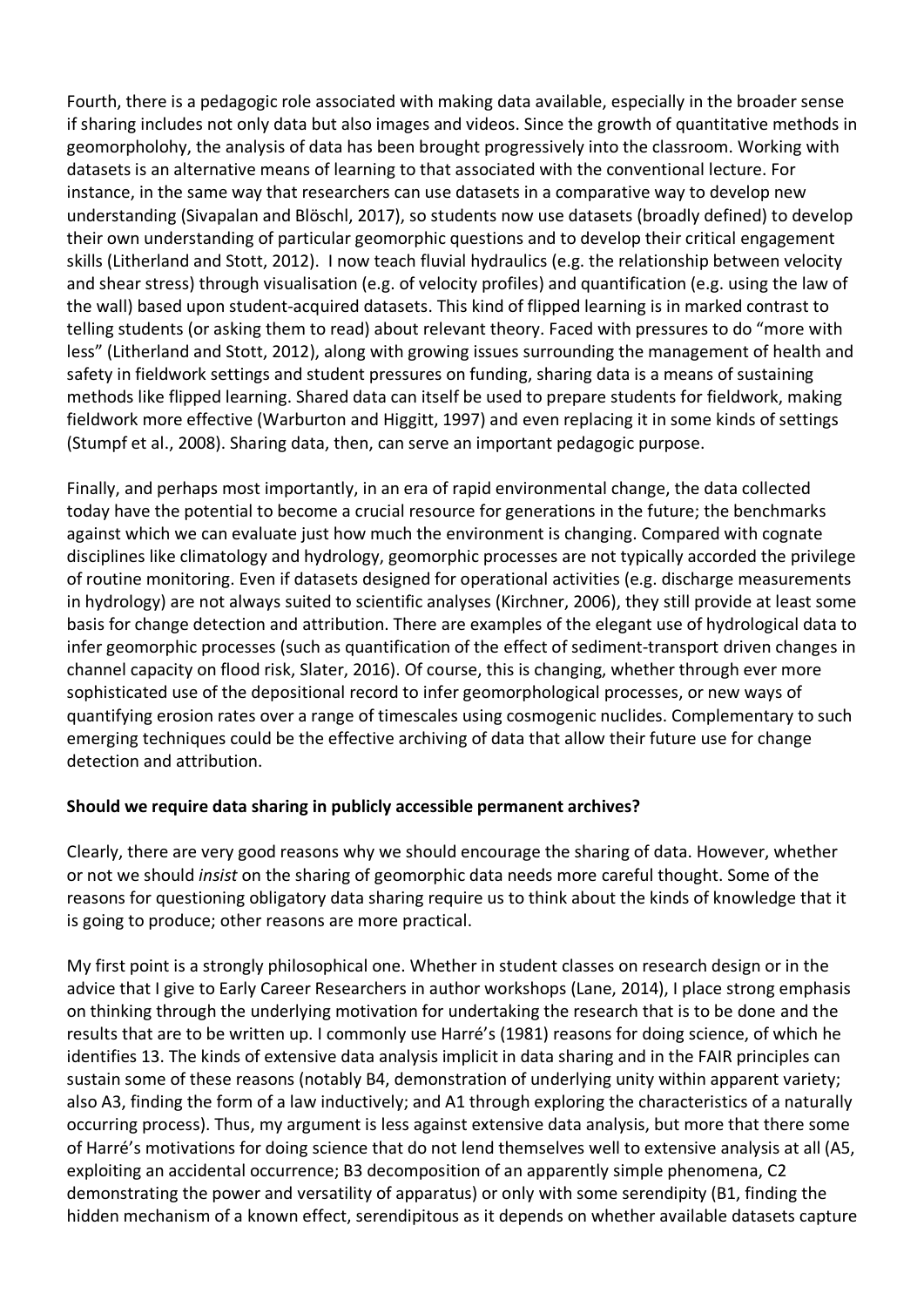Fourth, there is a pedagogic role associated with making data available, especially in the broader sense if sharing includes not only data but also images and videos. Since the growth of quantitative methods in geomorpholohy, the analysis of data has been brought progressively into the classroom. Working with datasets is an alternative means of learning to that associated with the conventional lecture. For instance, in the same way that researchers can use datasets in a comparative way to develop new understanding (Sivapalan and Blöschl, 2017), so students now use datasets (broadly defined) to develop their own understanding of particular geomorphic questions and to develop their critical engagement skills (Litherland and Stott, 2012). I now teach fluvial hydraulics (e.g. the relationship between velocity and shear stress) through visualisation (e.g. of velocity profiles) and quantification (e.g. using the law of the wall) based upon student-acquired datasets. This kind of flipped learning is in marked contrast to telling students (or asking them to read) about relevant theory. Faced with pressures to do "more with less" (Litherland and Stott, 2012), along with growing issues surrounding the management of health and safety in fieldwork settings and student pressures on funding, sharing data is a means of sustaining methods like flipped learning. Shared data can itself be used to prepare students for fieldwork, making fieldwork more effective (Warburton and Higgitt, 1997) and even replacing it in some kinds of settings (Stumpf et al., 2008). Sharing data, then, can serve an important pedagogic purpose.

Finally, and perhaps most importantly, in an era of rapid environmental change, the data collected today have the potential to become a crucial resource for generations in the future; the benchmarks against which we can evaluate just how much the environment is changing. Compared with cognate disciplines like climatology and hydrology, geomorphic processes are not typically accorded the privilege of routine monitoring. Even if datasets designed for operational activities (e.g. discharge measurements in hydrology) are not always suited to scientific analyses (Kirchner, 2006), they still provide at least some basis for change detection and attribution. There are examples of the elegant use of hydrological data to infer geomorphic processes (such as quantification of the effect of sediment-transport driven changes in channel capacity on flood risk, Slater, 2016). Of course, this is changing, whether through ever more sophisticated use of the depositional record to infer geomorphological processes, or new ways of quantifying erosion rates over a range of timescales using cosmogenic nuclides. Complementary to such emerging techniques could be the effective archiving of data that allow their future use for change detection and attribution.

**Should we require data sharing in publicly accessible permanent archives?**

Clearly, there are very good reasons why we should encourage the sharing of data. However, whether or not we should *insist* on the sharing of geomorphic data needs more careful thought. Some of the reasons for questioning obligatory data sharing require us to think about the kinds of knowledge that it is going to produce; other reasons are more practical.

My first point is a strongly philosophical one. Whether in student classes on research design or in the advice that I give to Early Career Researchers in author workshops (Lane, 2014), I place strong emphasis on thinking through the underlying motivation for undertaking the research that is to be done and the results that are to be written up. I commonly use Harré's (1981) reasons for doing science, of which he identifies 13. The kinds of extensive data analysis implicit in data sharing and in the FAIR principles can sustain some of these reasons (notably B4, demonstration of underlying unity within apparent variety; also A3, finding the form of a law inductively; and A1 through exploring the characteristics of a naturally occurring process). Thus, my argument is less against extensive data analysis, but more that there some of Harré's motivations for doing science that do not lend themselves well to extensive analysis at all (A5, exploiting an accidental occurrence; B3 decomposition of an apparently simple phenomena, C2 demonstrating the power and versatility of apparatus) or only with some serendipity (B1, finding the hidden mechanism of a known effect, serendipitous as it depends on whether available datasets capture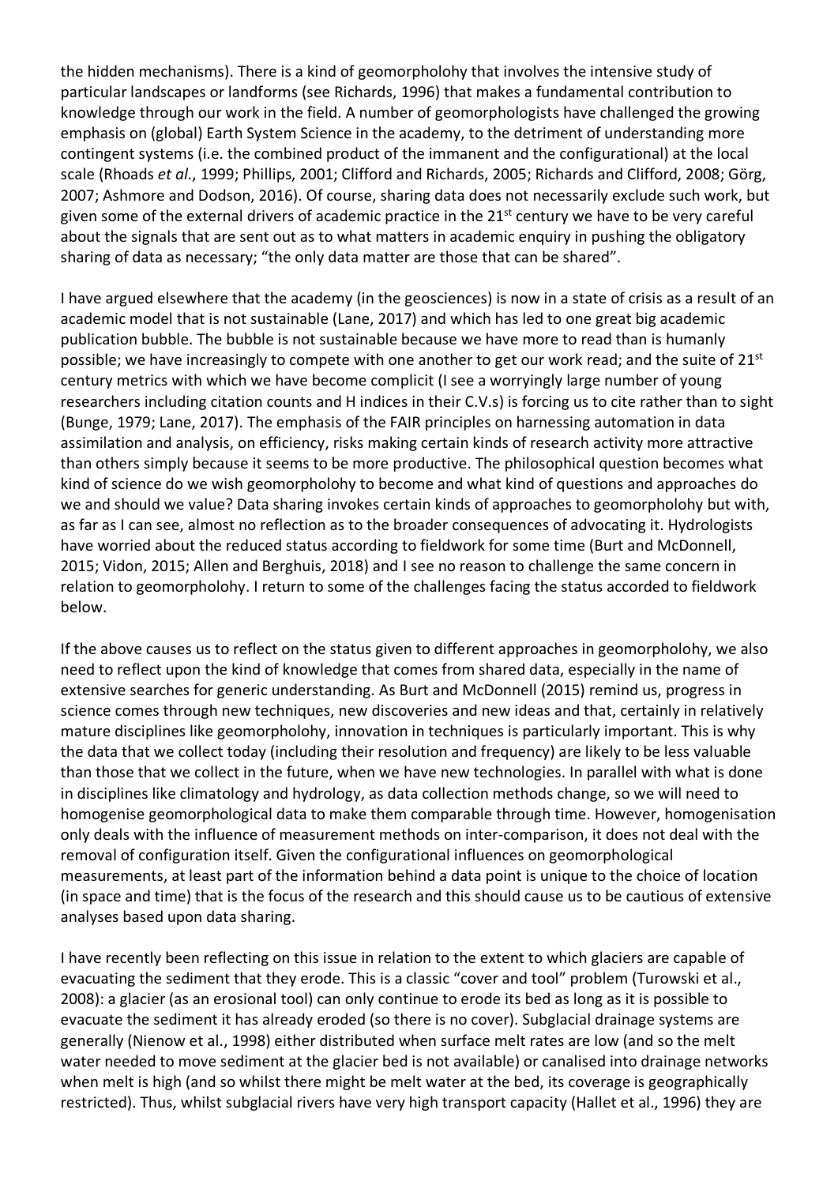the hidden mechanisms). There is a kind of geomorpholohy that involves the intensive study of particular landscapes or landforms (see Richards, 1996) that makes a fundamental contribution to knowledge through our work in the field. A number of geomorphologists have challenged the growing emphasis on (global) Earth System Science in the academy, to the detriment of understanding more contingent systems (i.e. the combined product of the immanent and the configurational) at the local scale (Rhoads *et al.*, 1999; Phillips, 2001; Clifford and Richards, 2005; Richards and Clifford, 2008; Görg, 2007; Ashmore and Dodson, 2016). Of course, sharing data does not necessarily exclude such work, but given some of the external drivers of academic practice in the 21st century we have to be very careful about the signals that are sent out as to what matters in academic enquiry in pushing the obligatory sharing of data as necessary; "the only data matter are those that can be shared".

I have argued elsewhere that the academy (in the geosciences) is now in a state of crisis as a result of an academic model that is not sustainable (Lane, 2017) and which has led to one great big academic publication bubble. The bubble is not sustainable because we have more to read than is humanly possible; we have increasingly to compete with one another to get our work read; and the suite of 21st century metrics with which we have become complicit (I see a worryingly large number of young researchers including citation counts and H indices in their C.V.s) is forcing us to cite rather than to sight (Bunge, 1979; Lane, 2017). The emphasis of the FAIR principles on harnessing automation in data assimilation and analysis, on efficiency, risks making certain kinds of research activity more attractive than others simply because it seems to be more productive. The philosophical question becomes what kind of science do we wish geomorpholohy to become and what kind of questions and approaches do we and should we value? Data sharing invokes certain kinds of approaches to geomorpholohy but with, as far as I can see, almost no reflection as to the broader consequences of advocating it. Hydrologists have worried about the reduced status according to fieldwork for some time (Burt and McDonnell, 2015; Vidon, 2015; Allen and Berghuis, 2018) and I see no reason to challenge the same concern in relation to geomorpholohy. I return to some of the challenges facing the status accorded to fieldwork below.

If the above causes us to reflect on the status given to different approaches in geomorpholohy, we also need to reflect upon the kind of knowledge that comes from shared data, especially in the name of extensive searches for generic understanding. As Burt and McDonnell (2015) remind us, progress in science comes through new techniques, new discoveries and new ideas and that, certainly in relatively mature disciplines like geomorpholohy, innovation in techniques is particularly important. This is why the data that we collect today (including their resolution and frequency) are likely to be less valuable than those that we collect in the future, when we have new technologies. In parallel with what is done in disciplines like climatology and hydrology, as data collection methods change, so we will need to homogenise geomorphological data to make them comparable through time. However, homogenisation only deals with the influence of measurement methods on inter-comparison, it does not deal with the removal of configuration itself. Given the configurational influences on geomorphological measurements, at least part of the information behind a data point is unique to the choice of location (in space and time) that is the focus of the research and this should cause us to be cautious of extensive analyses based upon data sharing.

I have recently been reflecting on this issue in relation to the extent to which glaciers are capable of evacuating the sediment that they erode. This is a classic "cover and tool" problem (Turowski et al., 2008): a glacier (as an erosional tool) can only continue to erode its bed as long as it is possible to evacuate the sediment it has already eroded (so there is no cover). Subglacial drainage systems are generally (Nienow et al., 1998) either distributed when surface melt rates are low (and so the melt water needed to move sediment at the glacier bed is not available) or canalised into drainage networks when melt is high (and so whilst there might be melt water at the bed, its coverage is geographically restricted). Thus, whilst subglacial rivers have very high transport capacity (Hallet et al., 1996) they are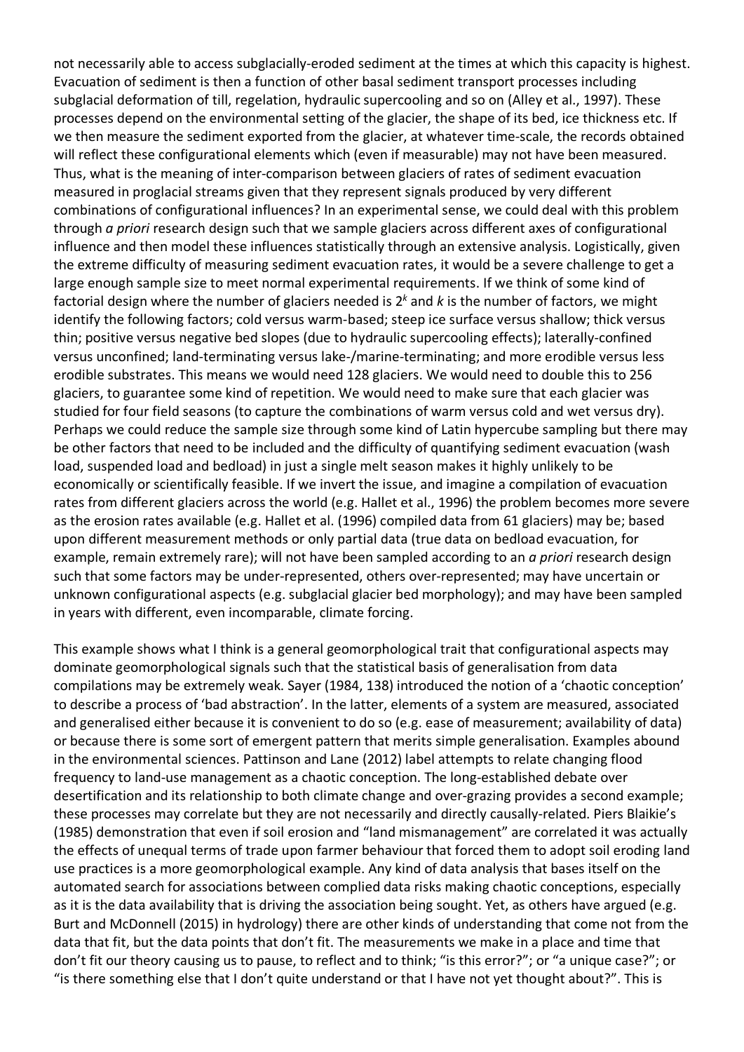not necessarily able to access subglacially-eroded sediment at the times at which this capacity is highest. Evacuation of sediment is then a function of other basal sediment transport processes including subglacial deformation of till, regelation, hydraulic supercooling and so on (Alley et al., 1997). These processes depend on the environmental setting of the glacier, the shape of its bed, ice thickness etc. If we then measure the sediment exported from the glacier, at whatever time-scale, the records obtained will reflect these configurational elements which (even if measurable) may not have been measured. Thus, what is the meaning of inter-comparison between glaciers of rates of sediment evacuation measured in proglacial streams given that they represent signals produced by very different combinations of configurational influences? In an experimental sense, we could deal with this problem through *a priori* research design such that we sample glaciers across different axes of configurational influence and then model these influences statistically through an extensive analysis. Logistically, given the extreme difficulty of measuring sediment evacuation rates, it would be a severe challenge to get a large enough sample size to meet normal experimental requirements. If we think of some kind of factorial design where the number of glaciers needed is $2^k$ and $k$ is the number of factors, we might identify the following factors; cold versus warm-based; steep ice surface versus shallow; thick versus thin; positive versus negative bed slopes (due to hydraulic supercooling effects); laterally-confined versus unconfined; land-terminating versus lake-/marine-terminating; and more erodible versus less erodible substrates. This means we would need 128 glaciers. We would need to double this to 256 glaciers, to guarantee some kind of repetition. We would need to make sure that each glacier was studied for four field seasons (to capture the combinations of warm versus cold and wet versus dry). Perhaps we could reduce the sample size through some kind of Latin hypercube sampling but there may be other factors that need to be included and the difficulty of quantifying sediment evacuation (wash load, suspended load and bedload) in just a single melt season makes it highly unlikely to be economically or scientifically feasible. If we invert the issue, and imagine a compilation of evacuation rates from different glaciers across the world (e.g. Hallet et al., 1996) the problem becomes more severe as the erosion rates available (e.g. Hallet et al. (1996) compiled data from 61 glaciers) may be; based upon different measurement methods or only partial data (true data on bedload evacuation, for example, remain extremely rare); will not have been sampled according to an *a priori* research design such that some factors may be under-represented, others over-represented; may have uncertain or unknown configurational aspects (e.g. subglacial glacier bed morphology); and may have been sampled in years with different, even incomparable, climate forcing.

This example shows what I think is a general geomorphological trait that configurational aspects may dominate geomorphological signals such that the statistical basis of generalisation from data compilations may be extremely weak. Sayer (1984, 138) introduced the notion of a 'chaotic conception' to describe a process of 'bad abstraction'. In the latter, elements of a system are measured, associated and generalised either because it is convenient to do so (e.g. ease of measurement; availability of data) or because there is some sort of emergent pattern that merits simple generalisation. Examples abound in the environmental sciences. Pattinson and Lane (2012) label attempts to relate changing flood frequency to land-use management as a chaotic conception. The long-established debate over desertification and its relationship to both climate change and over-grazing provides a second example; these processes may correlate but they are not necessarily and directly causally-related. Piers Blaikie's (1985) demonstration that even if soil erosion and "land mismanagement" are correlated it was actually the effects of unequal terms of trade upon farmer behaviour that forced them to adopt soil eroding land use practices is a more geomorphological example. Any kind of data analysis that bases itself on the automated search for associations between complied data risks making chaotic conceptions, especially as it is the data availability that is driving the association being sought. Yet, as others have argued (e.g. Burt and McDonnell (2015) in hydrology) there are other kinds of understanding that come not from the data that fit, but the data points that don't fit. The measurements we make in a place and time that don't fit our theory causing us to pause, to reflect and to think; "is this error?"; or "a unique case?"; or "is there something else that I don't quite understand or that I have not yet thought about?". This is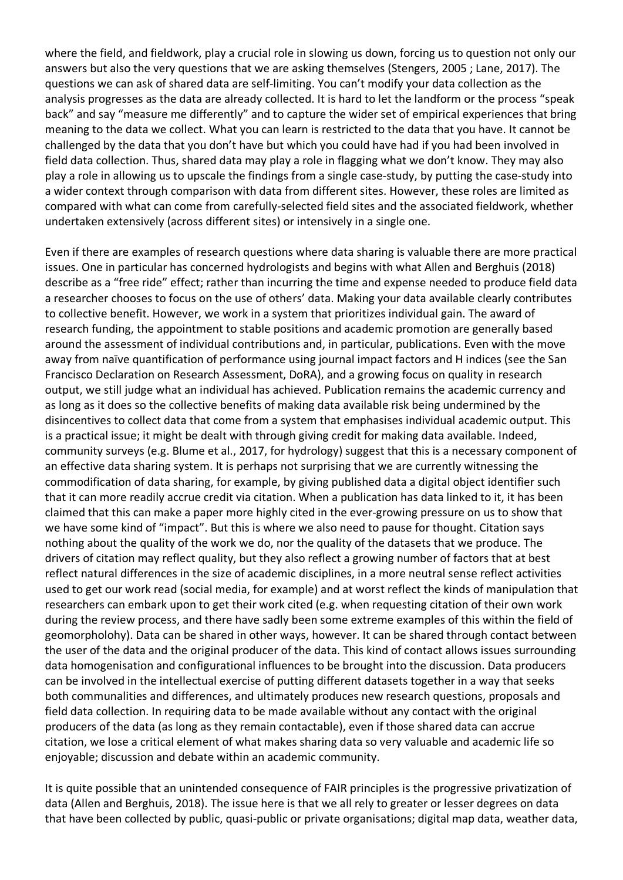where the field, and fieldwork, play a crucial role in slowing us down, forcing us to question not only our answers but also the very questions that we are asking themselves (Stengers, 2005 ; Lane, 2017). The questions we can ask of shared data are self-limiting. You can't modify your data collection as the analysis progresses as the data are already collected. It is hard to let the landform or the process "speak back" and say "measure me differently" and to capture the wider set of empirical experiences that bring meaning to the data we collect. What you can learn is restricted to the data that you have. It cannot be challenged by the data that you don't have but which you could have had if you had been involved in field data collection. Thus, shared data may play a role in flagging what we don't know. They may also play a role in allowing us to upscale the findings from a single case-study, by putting the case-study into a wider context through comparison with data from different sites. However, these roles are limited as compared with what can come from carefully-selected field sites and the associated fieldwork, whether undertaken extensively (across different sites) or intensively in a single one.

Even if there are examples of research questions where data sharing is valuable there are more practical issues. One in particular has concerned hydrologists and begins with what Allen and Berghuis (2018) describe as a "free ride" effect; rather than incurring the time and expense needed to produce field data a researcher chooses to focus on the use of others' data. Making your data available clearly contributes to collective benefit. However, we work in a system that prioritizes individual gain. The award of research funding, the appointment to stable positions and academic promotion are generally based around the assessment of individual contributions and, in particular, publications. Even with the move away from naïve quantification of performance using journal impact factors and H indices (see the San Francisco Declaration on Research Assessment, DoRA), and a growing focus on quality in research output, we still judge what an individual has achieved. Publication remains the academic currency and as long as it does so the collective benefits of making data available risk being undermined by the disincentives to collect data that come from a system that emphasises individual academic output. This is a practical issue; it might be dealt with through giving credit for making data available. Indeed, community surveys (e.g. Blume et al., 2017, for hydrology) suggest that this is a necessary component of an effective data sharing system. It is perhaps not surprising that we are currently witnessing the commodification of data sharing, for example, by giving published data a digital object identifier such that it can more readily accrue credit via citation. When a publication has data linked to it, it has been claimed that this can make a paper more highly cited in the ever-growing pressure on us to show that we have some kind of "impact". But this is where we also need to pause for thought. Citation says nothing about the quality of the work we do, nor the quality of the datasets that we produce. The drivers of citation may reflect quality, but they also reflect a growing number of factors that at best reflect natural differences in the size of academic disciplines, in a more neutral sense reflect activities used to get our work read (social media, for example) and at worst reflect the kinds of manipulation that researchers can embark upon to get their work cited (e.g. when requesting citation of their own work during the review process, and there have sadly been some extreme examples of this within the field of geomorpholohy). Data can be shared in other ways, however. It can be shared through contact between the user of the data and the original producer of the data. This kind of contact allows issues surrounding data homogenisation and configurational influences to be brought into the discussion. Data producers can be involved in the intellectual exercise of putting different datasets together in a way that seeks both communalities and differences, and ultimately produces new research questions, proposals and field data collection. In requiring data to be made available without any contact with the original producers of the data (as long as they remain contactable), even if those shared data can accrue citation, we lose a critical element of what makes sharing data so very valuable and academic life so enjoyable; discussion and debate within an academic community.

It is quite possible that an unintended consequence of FAIR principles is the progressive privatization of data (Allen and Berghuis, 2018). The issue here is that we all rely to greater or lesser degrees on data that have been collected by public, quasi-public or private organisations; digital map data, weather data,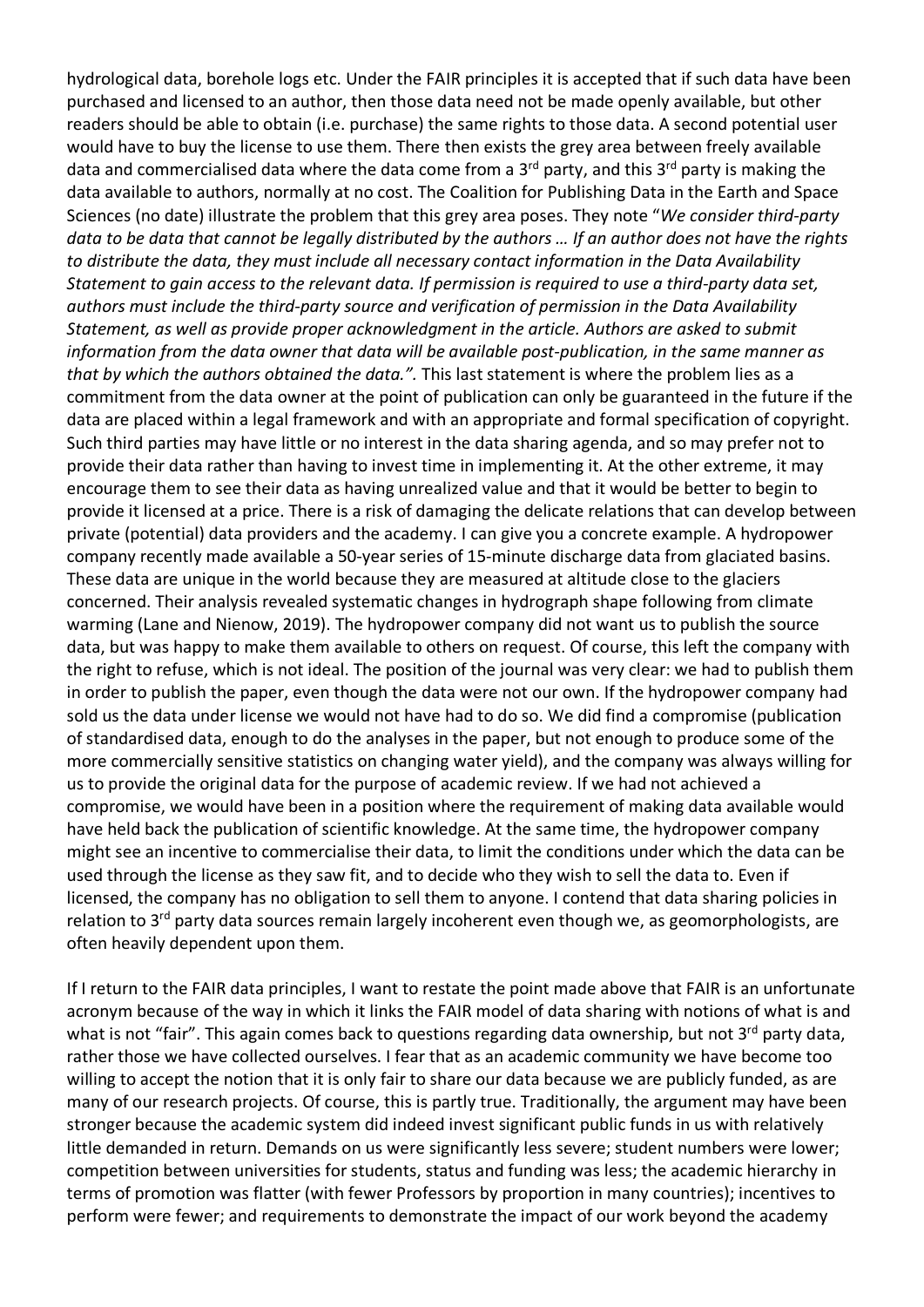hydrological data, borehole logs etc. Under the FAIR principles it is accepted that if such data have been purchased and licensed to an author, then those data need not be made openly available, but other readers should be able to obtain (i.e. purchase) the same rights to those data. A second potential user would have to buy the license to use them. There then exists the grey area between freely available data and commercialised data where the data come from a 3rd party, and this 3rd party is making the data available to authors, normally at no cost. The Coalition for Publishing Data in the Earth and Space Sciences (no date) illustrate the problem that this grey area poses. They note "*We consider third-party data to be data that cannot be legally distributed by the authors … If an author does not have the rights to distribute the data, they must include all necessary contact information in the Data Availability Statement to gain access to the relevant data. If permission is required to use a third-party data set, authors must include the third-party source and verification of permission in the Data Availability Statement, as well as provide proper acknowledgment in the article. Authors are asked to submit information from the data owner that data will be available post-publication, in the same manner as that by which the authors obtained the data.".* This last statement is where the problem lies as a commitment from the data owner at the point of publication can only be guaranteed in the future if the data are placed within a legal framework and with an appropriate and formal specification of copyright. Such third parties may have little or no interest in the data sharing agenda, and so may prefer not to provide their data rather than having to invest time in implementing it. At the other extreme, it may encourage them to see their data as having unrealized value and that it would be better to begin to provide it licensed at a price. There is a risk of damaging the delicate relations that can develop between private (potential) data providers and the academy. I can give you a concrete example. A hydropower company recently made available a 50-year series of 15-minute discharge data from glaciated basins. These data are unique in the world because they are measured at altitude close to the glaciers concerned. Their analysis revealed systematic changes in hydrograph shape following from climate warming (Lane and Nienow, 2019). The hydropower company did not want us to publish the source data, but was happy to make them available to others on request. Of course, this left the company with the right to refuse, which is not ideal. The position of the journal was very clear: we had to publish them in order to publish the paper, even though the data were not our own. If the hydropower company had sold us the data under license we would not have had to do so. We did find a compromise (publication of standardised data, enough to do the analyses in the paper, but not enough to produce some of the more commercially sensitive statistics on changing water yield), and the company was always willing for us to provide the original data for the purpose of academic review. If we had not achieved a compromise, we would have been in a position where the requirement of making data available would have held back the publication of scientific knowledge. At the same time, the hydropower company might see an incentive to commercialise their data, to limit the conditions under which the data can be used through the license as they saw fit, and to decide who they wish to sell the data to. Even if licensed, the company has no obligation to sell them to anyone. I contend that data sharing policies in relation to 3rd party data sources remain largely incoherent even though we, as geomorphologists, are often heavily dependent upon them.

If I return to the FAIR data principles, I want to restate the point made above that FAIR is an unfortunate acronym because of the way in which it links the FAIR model of data sharing with notions of what is and what is not "fair". This again comes back to questions regarding data ownership, but not 3rd party data, rather those we have collected ourselves. I fear that as an academic community we have become too willing to accept the notion that it is only fair to share our data because we are publicly funded, as are many of our research projects. Of course, this is partly true. Traditionally, the argument may have been stronger because the academic system did indeed invest significant public funds in us with relatively little demanded in return. Demands on us were significantly less severe; student numbers were lower; competition between universities for students, status and funding was less; the academic hierarchy in terms of promotion was flatter (with fewer Professors by proportion in many countries); incentives to perform were fewer; and requirements to demonstrate the impact of our work beyond the academy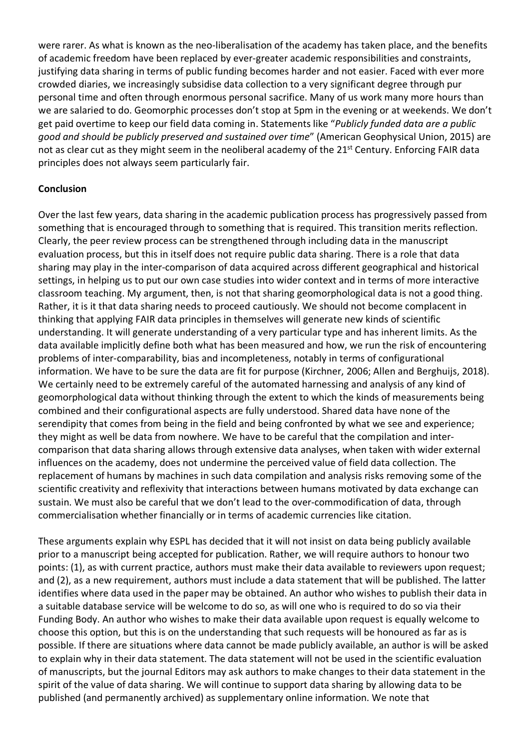were rarer. As what is known as the neo-liberalisation of the academy has taken place, and the benefits of academic freedom have been replaced by ever-greater academic responsibilities and constraints, justifying data sharing in terms of public funding becomes harder and not easier. Faced with ever more crowded diaries, we increasingly subsidise data collection to a very significant degree through pur personal time and often through enormous personal sacrifice. Many of us work many more hours than we are salaried to do. Geomorphic processes don't stop at 5pm in the evening or at weekends. We don't get paid overtime to keep our field data coming in. Statements like "*Publicly funded data are a public good and should be publicly preserved and sustained over time*" (American Geophysical Union, 2015) are not as clear cut as they might seem in the neoliberal academy of the 21st Century. Enforcing FAIR data principles does not always seem particularly fair.

**Conclusion**

Over the last few years, data sharing in the academic publication process has progressively passed from something that is encouraged through to something that is required. This transition merits reflection. Clearly, the peer review process can be strengthened through including data in the manuscript evaluation process, but this in itself does not require public data sharing. There is a role that data sharing may play in the inter-comparison of data acquired across different geographical and historical settings, in helping us to put our own case studies into wider context and in terms of more interactive classroom teaching. My argument, then, is not that sharing geomorphological data is not a good thing. Rather, it is it that data sharing needs to proceed cautiously. We should not become complacent in thinking that applying FAIR data principles in themselves will generate new kinds of scientific understanding. It will generate understanding of a very particular type and has inherent limits. As the data available implicitly define both what has been measured and how, we run the risk of encountering problems of inter-comparability, bias and incompleteness, notably in terms of configurational information. We have to be sure the data are fit for purpose (Kirchner, 2006; Allen and Berghuijs, 2018). We certainly need to be extremely careful of the automated harnessing and analysis of any kind of geomorphological data without thinking through the extent to which the kinds of measurements being combined and their configurational aspects are fully understood. Shared data have none of the serendipity that comes from being in the field and being confronted by what we see and experience; they might as well be data from nowhere. We have to be careful that the compilation and inter-comparison that data sharing allows through extensive data analyses, when taken with wider external influences on the academy, does not undermine the perceived value of field data collection. The replacement of humans by machines in such data compilation and analysis risks removing some of the scientific creativity and reflexivity that interactions between humans motivated by data exchange can sustain. We must also be careful that we don't lead to the over-commodification of data, through commercialisation whether financially or in terms of academic currencies like citation.

These arguments explain why ESPL has decided that it will not insist on data being publicly available prior to a manuscript being accepted for publication. Rather, we will require authors to honour two points: (1), as with current practice, authors must make their data available to reviewers upon request; and (2), as a new requirement, authors must include a data statement that will be published. The latter identifies where data used in the paper may be obtained. An author who wishes to publish their data in a suitable database service will be welcome to do so, as will one who is required to do so via their Funding Body. An author who wishes to make their data available upon request is equally welcome to choose this option, but this is on the understanding that such requests will be honoured as far as is possible. If there are situations where data cannot be made publicly available, an author is will be asked to explain why in their data statement. The data statement will not be used in the scientific evaluation of manuscripts, but the journal Editors may ask authors to make changes to their data statement in the spirit of the value of data sharing. We will continue to support data sharing by allowing data to be published (and permanently archived) as supplementary online information. We note that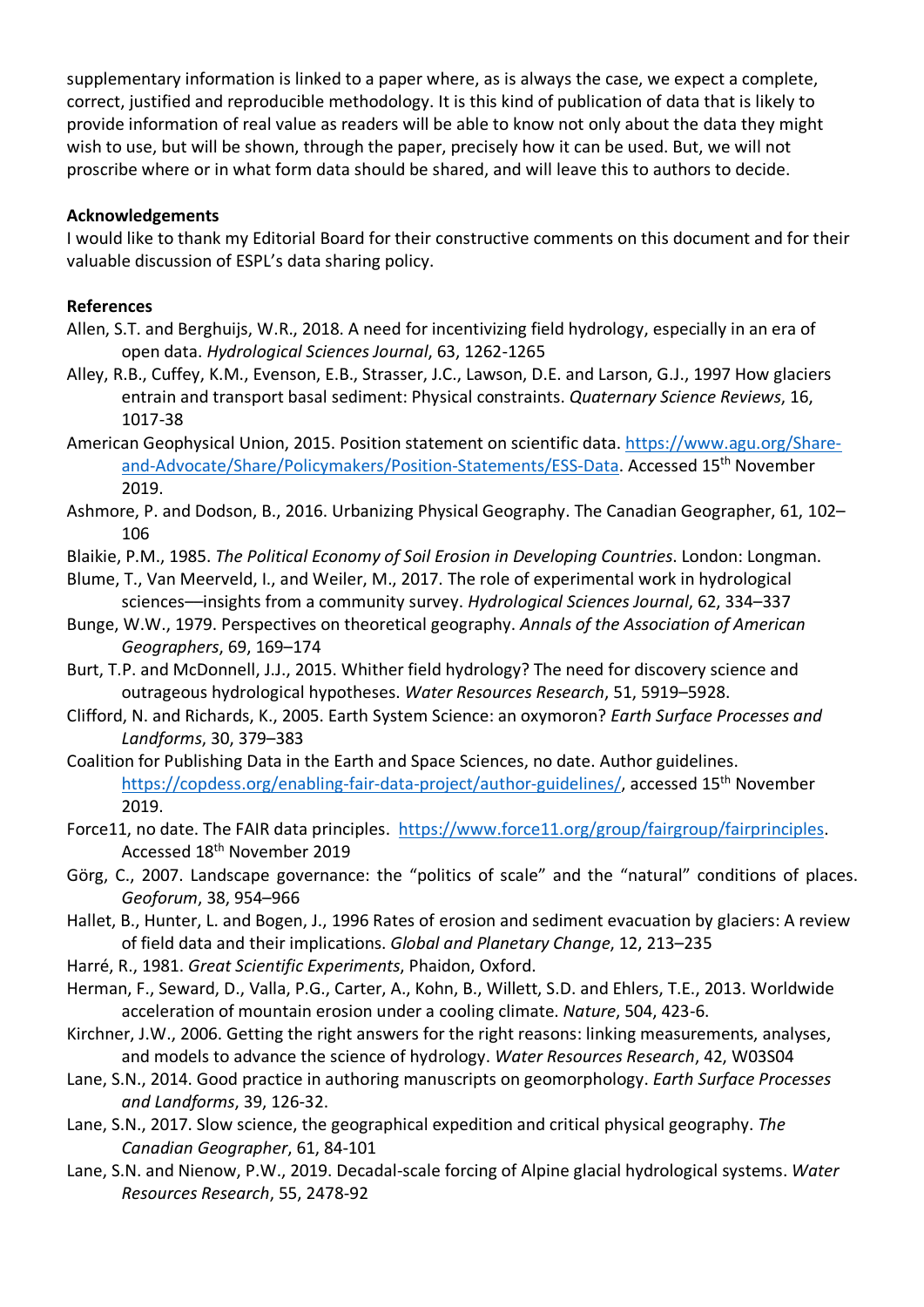supplementary information is linked to a paper where, as is always the case, we expect a complete, correct, justified and reproducible methodology. It is this kind of publication of data that is likely to provide information of real value as readers will be able to know not only about the data they might wish to use, but will be shown, through the paper, precisely how it can be used. But, we will not proscribe where or in what form data should be shared, and will leave this to authors to decide.

**Acknowledgements**

I would like to thank my Editorial Board for their constructive comments on this document and for their valuable discussion of ESPL's data sharing policy.

**References**

Allen, S.T. and Berghuijs, W.R., 2018. A need for incentivizing field hydrology, especially in an era of open data. *Hydrological Sciences Journal*, 63, 1262-1265

Alley, R.B., Cuffey, K.M., Evenson, E.B., Strasser, J.C., Lawson, D.E. and Larson, G.J., 1997 How glaciers entrain and transport basal sediment: Physical constraints. *Quaternary Science Reviews*, 16, 1017-38

American Geophysical Union, 2015. Position statement on scientific data. https://www.agu.org/Share-and-Advocate/Share/Policymakers/Position-Statements/ESS-Data. Accessed 15th November 2019.

Ashmore, P. and Dodson, B., 2016. Urbanizing Physical Geography. The Canadian Geographer, 61, 102–106

Blaikie, P.M., 1985. *The Political Economy of Soil Erosion in Developing Countries*. London: Longman.

Blume, T., Van Meerveld, I., and Weiler, M., 2017. The role of experimental work in hydrological sciences—insights from a community survey. *Hydrological Sciences Journal*, 62, 334–337

Bunge, W.W., 1979. Perspectives on theoretical geography. *Annals of the Association of American Geographers*, 69, 169–174

Burt, T.P. and McDonnell, J.J., 2015. Whither field hydrology? The need for discovery science and outrageous hydrological hypotheses. *Water Resources Research*, 51, 5919–5928.

Clifford, N. and Richards, K., 2005. Earth System Science: an oxymoron? *Earth Surface Processes and Landforms*, 30, 379–383

Coalition for Publishing Data in the Earth and Space Sciences, no date. Author guidelines. https://copdess.org/enabling-fair-data-project/author-guidelines/, accessed 15th November 2019.

Force11, no date. The FAIR data principles. https://www.force11.org/group/fairgroup/fairprinciples. Accessed 18th November 2019

Görg, C., 2007. Landscape governance: the "politics of scale" and the "natural" conditions of places. *Geoforum*, 38, 954–966

Hallet, B., Hunter, L. and Bogen, J., 1996 Rates of erosion and sediment evacuation by glaciers: A review of field data and their implications. *Global and Planetary Change*, 12, 213–235

Harré, R., 1981. *Great Scientific Experiments*, Phaidon, Oxford.

Herman, F., Seward, D., Valla, P.G., Carter, A., Kohn, B., Willett, S.D. and Ehlers, T.E., 2013. Worldwide acceleration of mountain erosion under a cooling climate. *Nature*, 504, 423-6.

Kirchner, J.W., 2006. Getting the right answers for the right reasons: linking measurements, analyses, and models to advance the science of hydrology. *Water Resources Research*, 42, W03S04

Lane, S.N., 2014. Good practice in authoring manuscripts on geomorphology. *Earth Surface Processes and Landforms*, 39, 126-32.

Lane, S.N., 2017. Slow science, the geographical expedition and critical physical geography. *The Canadian Geographer*, 61, 84-101

Lane, S.N. and Nienow, P.W., 2019. Decadal-scale forcing of Alpine glacial hydrological systems. *Water Resources Research*, 55, 2478-92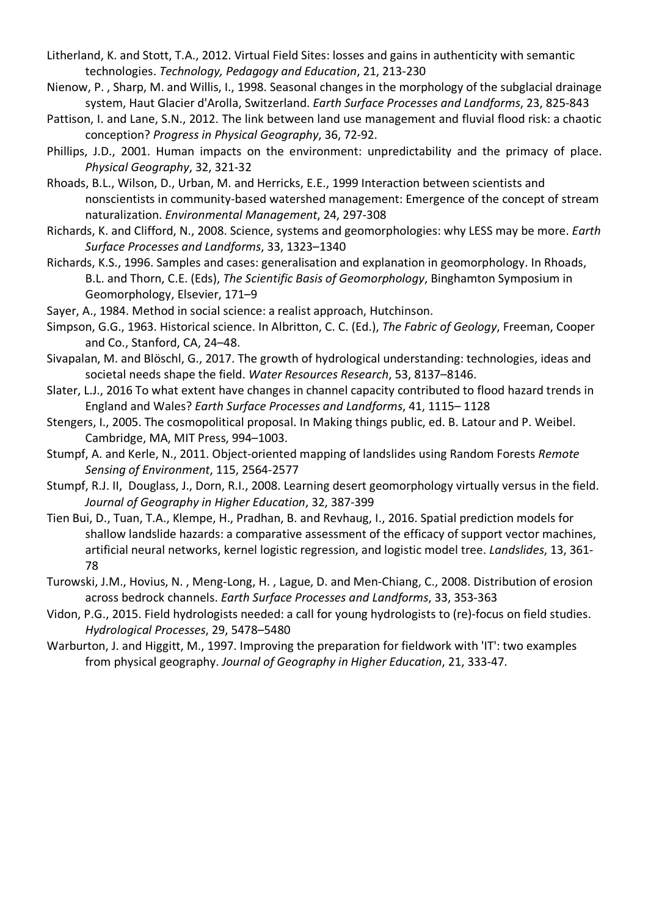Litherland, K. and Stott, T.A., 2012. Virtual Field Sites: losses and gains in authenticity with semantic technologies. *Technology, Pedagogy and Education*, 21, 213-230

Nienow, P. , Sharp, M. and Willis, I., 1998. Seasonal changes in the morphology of the subglacial drainage system, Haut Glacier d'Arolla, Switzerland. *Earth Surface Processes and Landforms*, 23, 825-843

Pattison, I. and Lane, S.N., 2012. The link between land use management and fluvial flood risk: a chaotic conception? *Progress in Physical Geography*, 36, 72-92.

Phillips, J.D., 2001. Human impacts on the environment: unpredictability and the primacy of place. *Physical Geography*, 32, 321-32

Rhoads, B.L., Wilson, D., Urban, M. and Herricks, E.E., 1999 Interaction between scientists and nonscientists in community-based watershed management: Emergence of the concept of stream naturalization. *Environmental Management*, 24, 297-308

Richards, K. and Clifford, N., 2008. Science, systems and geomorphologies: why LESS may be more. *Earth Surface Processes and Landforms*, 33, 1323–1340

Richards, K.S., 1996. Samples and cases: generalisation and explanation in geomorphology. In Rhoads, B.L. and Thorn, C.E. (Eds), *The Scientific Basis of Geomorphology*, Binghamton Symposium in Geomorphology, Elsevier, 171–9

Sayer, A., 1984. Method in social science: a realist approach, Hutchinson.

Simpson, G.G., 1963. Historical science. In Albritton, C. C. (Ed.), *The Fabric of Geology*, Freeman, Cooper and Co., Stanford, CA, 24–48.

Sivapalan, M. and Blöschl, G., 2017. The growth of hydrological understanding: technologies, ideas and societal needs shape the field. *Water Resources Research*, 53, 8137–8146.

Slater, L.J., 2016 To what extent have changes in channel capacity contributed to flood hazard trends in England and Wales? *Earth Surface Processes and Landforms*, 41, 1115– 1128

Stengers, I., 2005. The cosmopolitical proposal. In Making things public, ed. B. Latour and P. Weibel. Cambridge, MA, MIT Press, 994–1003.

Stumpf, A. and Kerle, N., 2011. Object-oriented mapping of landslides using Random Forests *Remote Sensing of Environment*, 115, 2564-2577

Stumpf, R.J. II, Douglass, J., Dorn, R.I., 2008. Learning desert geomorphology virtually versus in the field. *Journal of Geography in Higher Education*, 32, 387-399

Tien Bui, D., Tuan, T.A., Klempe, H., Pradhan, B. and Revhaug, I., 2016. Spatial prediction models for shallow landslide hazards: a comparative assessment of the efficacy of support vector machines, artificial neural networks, kernel logistic regression, and logistic model tree. *Landslides*, 13, 361-78

Turowski, J.M., Hovius, N. , Meng-Long, H. , Lague, D. and Men-Chiang, C., 2008. Distribution of erosion across bedrock channels. *Earth Surface Processes and Landforms*, 33, 353-363

Vidon, P.G., 2015. Field hydrologists needed: a call for young hydrologists to (re)-focus on field studies. *Hydrological Processes*, 29, 5478–5480

Warburton, J. and Higgitt, M., 1997. Improving the preparation for fieldwork with 'IT': two examples from physical geography. *Journal of Geography in Higher Education*, 21, 333-47.